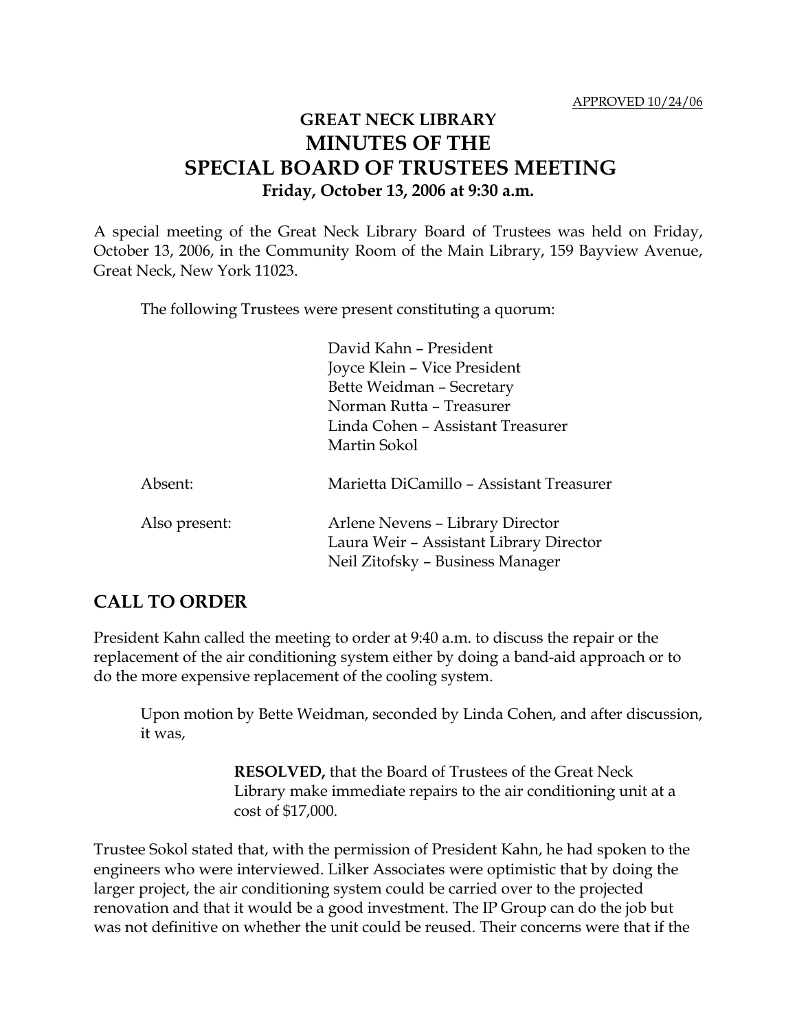APPROVED 10/24/06

# GREAT NECK LIBRARY
# MINUTES OF THE SPECIAL BOARD OF TRUSTEES MEETING
**Friday, October 13, 2006 at 9:30 a.m.**

A special meeting of the Great Neck Library Board of Trustees was held on Friday, October 13, 2006, in the Community Room of the Main Library, 159 Bayview Avenue, Great Neck, New York 11023.

The following Trustees were present constituting a quorum:

| | |
|---|---|
| | David Kahn – President |
| | Joyce Klein – Vice President |
| | Bette Weidman – Secretary |
| | Norman Rutta – Treasurer |
| | Linda Cohen – Assistant Treasurer |
| | Martin Sokol |
| Absent: | Marietta DiCamillo – Assistant Treasurer |
| Also present: | Arlene Nevens – Library Director |
| | Laura Weir – Assistant Library Director |
| | Neil Zitofsky – Business Manager |

## CALL TO ORDER

President Kahn called the meeting to order at 9:40 a.m. to discuss the repair or the replacement of the air conditioning system either by doing a band-aid approach or to do the more expensive replacement of the cooling system.

Upon motion by Bette Weidman, seconded by Linda Cohen, and after discussion, it was,

> **RESOLVED,** that the Board of Trustees of the Great Neck Library make immediate repairs to the air conditioning unit at a cost of $17,000.

Trustee Sokol stated that, with the permission of President Kahn, he had spoken to the engineers who were interviewed. Lilker Associates were optimistic that by doing the larger project, the air conditioning system could be carried over to the projected renovation and that it would be a good investment. The IP Group can do the job but was not definitive on whether the unit could be reused. Their concerns were that if the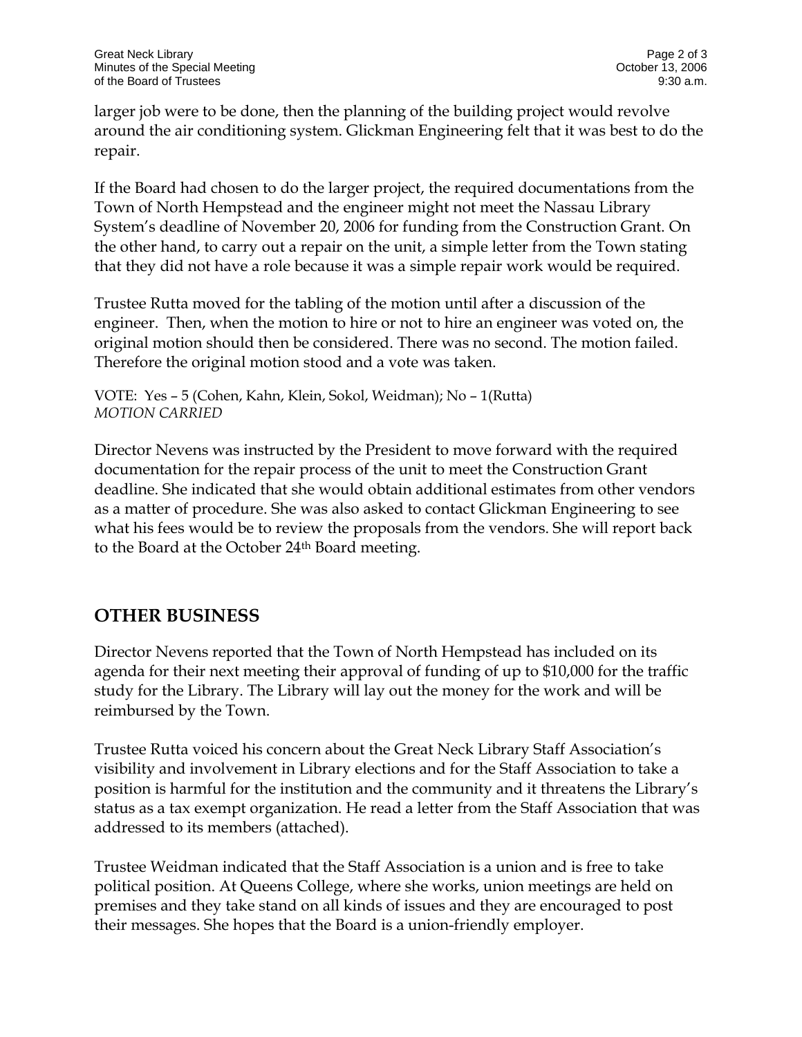larger job were to be done, then the planning of the building project would revolve around the air conditioning system. Glickman Engineering felt that it was best to do the repair.

If the Board had chosen to do the larger project, the required documentations from the Town of North Hempstead and the engineer might not meet the Nassau Library System's deadline of November 20, 2006 for funding from the Construction Grant. On the other hand, to carry out a repair on the unit, a simple letter from the Town stating that they did not have a role because it was a simple repair work would be required.

Trustee Rutta moved for the tabling of the motion until after a discussion of the engineer. Then, when the motion to hire or not to hire an engineer was voted on, the original motion should then be considered. There was no second. The motion failed. Therefore the original motion stood and a vote was taken.

VOTE: Yes – 5 (Cohen, Kahn, Klein, Sokol, Weidman); No – 1(Rutta)
*MOTION CARRIED*

Director Nevens was instructed by the President to move forward with the required documentation for the repair process of the unit to meet the Construction Grant deadline. She indicated that she would obtain additional estimates from other vendors as a matter of procedure. She was also asked to contact Glickman Engineering to see what his fees would be to review the proposals from the vendors. She will report back to the Board at the October 24th Board meeting.

## OTHER BUSINESS

Director Nevens reported that the Town of North Hempstead has included on its agenda for their next meeting their approval of funding of up to $10,000 for the traffic study for the Library. The Library will lay out the money for the work and will be reimbursed by the Town.

Trustee Rutta voiced his concern about the Great Neck Library Staff Association's visibility and involvement in Library elections and for the Staff Association to take a position is harmful for the institution and the community and it threatens the Library's status as a tax exempt organization. He read a letter from the Staff Association that was addressed to its members (attached).

Trustee Weidman indicated that the Staff Association is a union and is free to take political position. At Queens College, where she works, union meetings are held on premises and they take stand on all kinds of issues and they are encouraged to post their messages. She hopes that the Board is a union-friendly employer.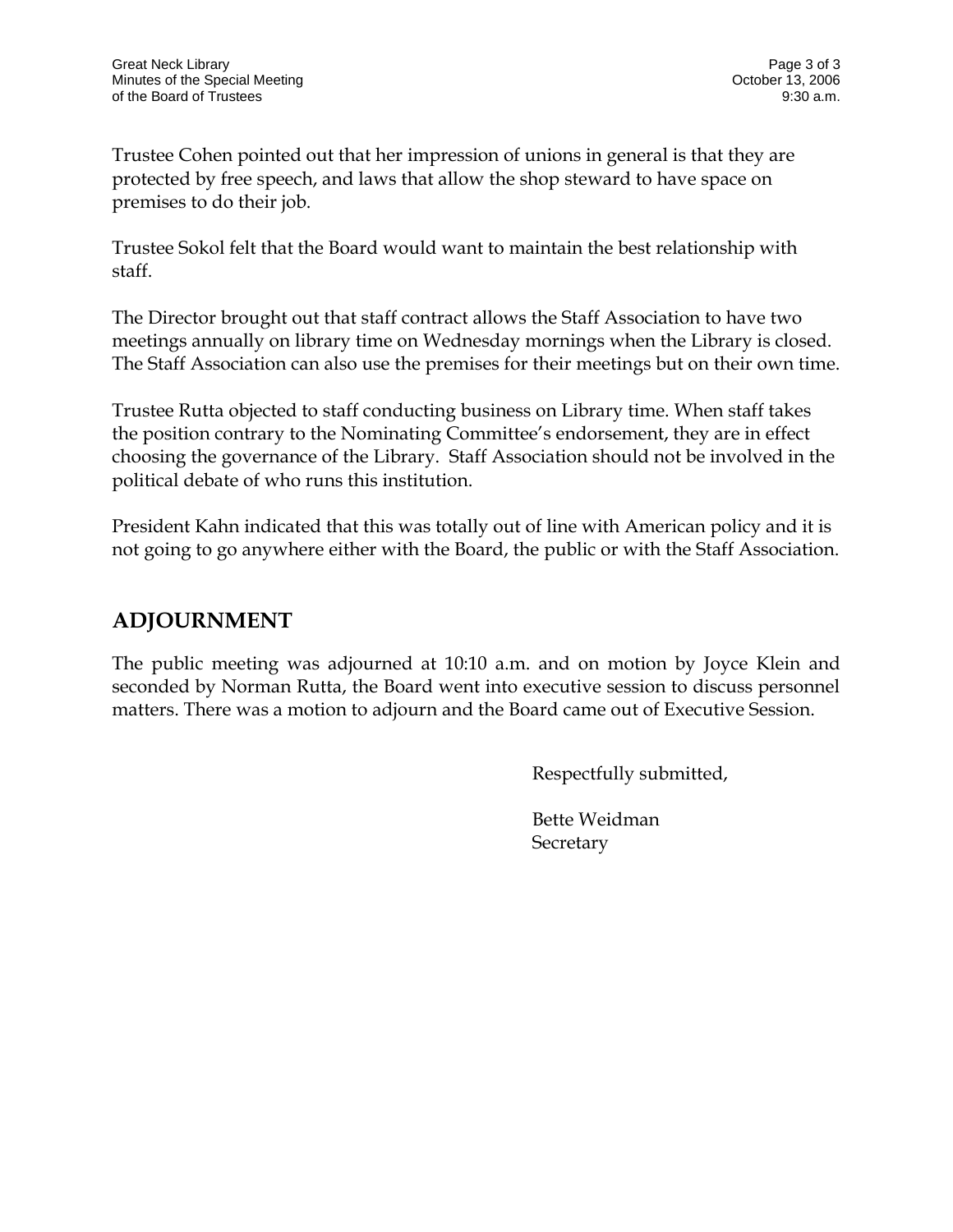Trustee Cohen pointed out that her impression of unions in general is that they are protected by free speech, and laws that allow the shop steward to have space on premises to do their job.

Trustee Sokol felt that the Board would want to maintain the best relationship with staff.

The Director brought out that staff contract allows the Staff Association to have two meetings annually on library time on Wednesday mornings when the Library is closed. The Staff Association can also use the premises for their meetings but on their own time.

Trustee Rutta objected to staff conducting business on Library time. When staff takes the position contrary to the Nominating Committee's endorsement, they are in effect choosing the governance of the Library. Staff Association should not be involved in the political debate of who runs this institution.

President Kahn indicated that this was totally out of line with American policy and it is not going to go anywhere either with the Board, the public or with the Staff Association.

## ADJOURNMENT

The public meeting was adjourned at 10:10 a.m. and on motion by Joyce Klein and seconded by Norman Rutta, the Board went into executive session to discuss personnel matters. There was a motion to adjourn and the Board came out of Executive Session.

Respectfully submitted,

Bette Weidman
Secretary